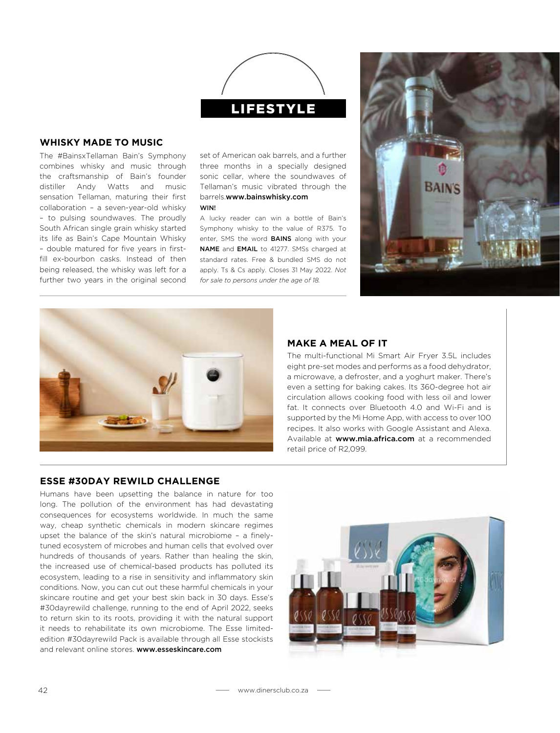# LIFESTYLE

## WHISKY MADE TO MUSIC

The #BainsxTellaman Bain's Symphony combines whisky and music through the craftsmanship of Bain's founder distiller Andy Watts and music sensation Tellaman, maturing their first collaboration – a seven-year-old whisky – to pulsing soundwaves. The proudly South African single grain whisky started its life as Bain's Cape Mountain Whisky – double matured for five years in first-fill ex-bourbon casks. Instead of then being released, the whisky was left for a further two years in the original second set of American oak barrels, and a further three months in a specially designed sonic cellar, where the soundwaves of Tellaman's music vibrated through the barrels.**www.bainswhisky.com**

**WIN!**

A lucky reader can win a bottle of Bain's Symphony whisky to the value of R375. To enter, SMS the word **BAINS** along with your **NAME** and **EMAIL** to 41277. SMSs charged at standard rates. Free & bundled SMS do not apply. Ts & Cs apply. Closes 31 May 2022. *Not for sale to persons under the age of 18.*

## MAKE A MEAL OF IT

The multi-functional Mi Smart Air Fryer 3.5L includes eight pre-set modes and performs as a food dehydrator, a microwave, a defroster, and a yoghurt maker. There's even a setting for baking cakes. Its 360-degree hot air circulation allows cooking food with less oil and lower fat. It connects over Bluetooth 4.0 and Wi-Fi and is supported by the Mi Home App, with access to over 100 recipes. It also works with Google Assistant and Alexa. Available at **www.mia.africa.com** at a recommended retail price of R2,099.

## ESSE #30DAY REWILD CHALLENGE

Humans have been upsetting the balance in nature for too long. The pollution of the environment has had devastating consequences for ecosystems worldwide. In much the same way, cheap synthetic chemicals in modern skincare regimes upset the balance of the skin's natural microbiome – a finely-tuned ecosystem of microbes and human cells that evolved over hundreds of thousands of years. Rather than healing the skin, the increased use of chemical-based products has polluted its ecosystem, leading to a rise in sensitivity and inflammatory skin conditions. Now, you can cut out these harmful chemicals in your skincare routine and get your best skin back in 30 days. Esse's #30dayrewild challenge, running to the end of April 2022, seeks to return skin to its roots, providing it with the natural support it needs to rehabilitate its own microbiome. The Esse limited-edition #30dayrewild Pack is available through all Esse stockists and relevant online stores. **www.esseskincare.com**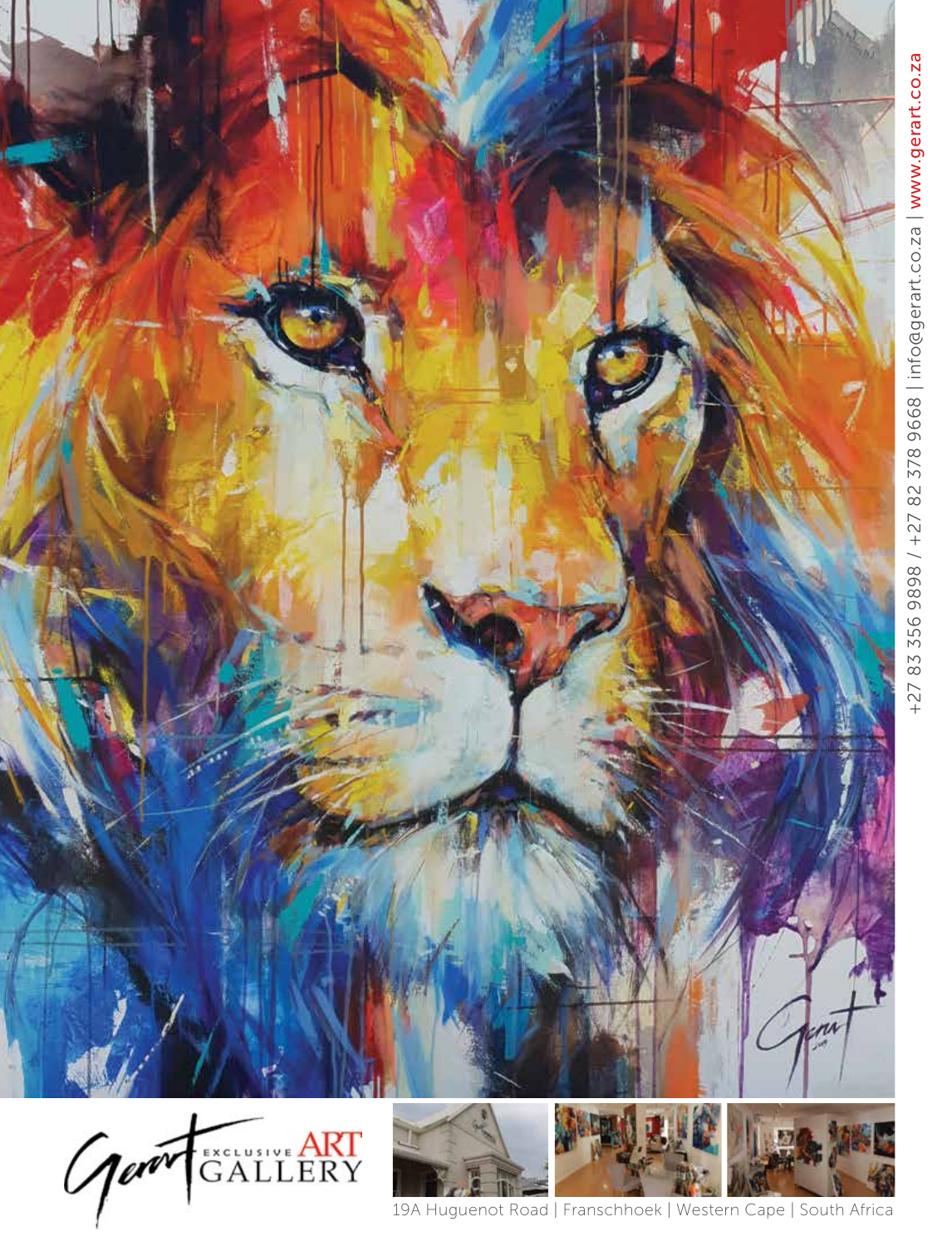Gerart EXCLUSIVE ART GALLERY

19A Huguenot Road | Franschhoek | Western Cape | South Africa

+27 83 356 9898 / +27 82 378 9668 | info@gerart.co.za | www.gerart.co.za